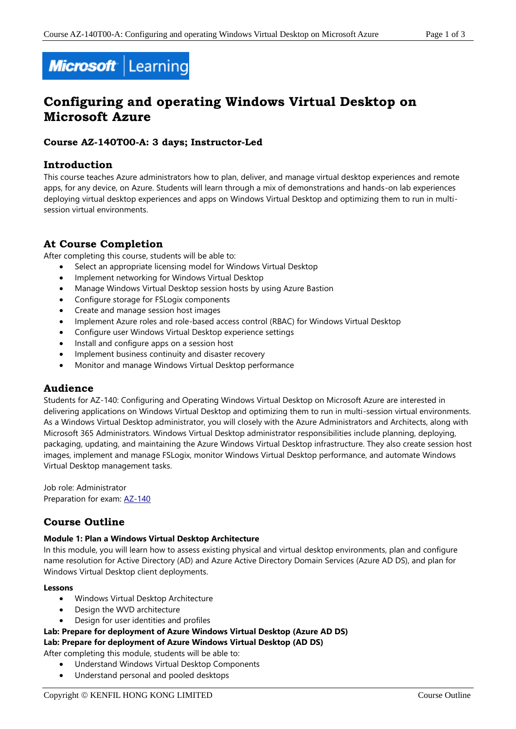# Configuring and operating Windows Virtual Desktop on Microsoft Azure

### Course AZ-140T00-A: 3 days; Instructor-Led

## Introduction

This course teaches Azure administrators how to plan, deliver, and manage virtual desktop experiences and remote apps, for any device, on Azure. Students will learn through a mix of demonstrations and hands-on lab experiences deploying virtual desktop experiences and apps on Windows Virtual Desktop and optimizing them to run in multi-session virtual environments.

## At Course Completion

After completing this course, students will be able to:

- Select an appropriate licensing model for Windows Virtual Desktop
- Implement networking for Windows Virtual Desktop
- Manage Windows Virtual Desktop session hosts by using Azure Bastion
- Configure storage for FSLogix components
- Create and manage session host images
- Implement Azure roles and role-based access control (RBAC) for Windows Virtual Desktop
- Configure user Windows Virtual Desktop experience settings
- Install and configure apps on a session host
- Implement business continuity and disaster recovery
- Monitor and manage Windows Virtual Desktop performance

## Audience

Students for AZ-140: Configuring and Operating Windows Virtual Desktop on Microsoft Azure are interested in delivering applications on Windows Virtual Desktop and optimizing them to run in multi-session virtual environments. As a Windows Virtual Desktop administrator, you will closely with the Azure Administrators and Architects, along with Microsoft 365 Administrators. Windows Virtual Desktop administrator responsibilities include planning, deploying, packaging, updating, and maintaining the Azure Windows Virtual Desktop infrastructure. They also create session host images, implement and manage FSLogix, monitor Windows Virtual Desktop performance, and automate Windows Virtual Desktop management tasks.

Job role: Administrator
Preparation for exam: AZ-140

## Course Outline

**Module 1: Plan a Windows Virtual Desktop Architecture**

In this module, you will learn how to assess existing physical and virtual desktop environments, plan and configure name resolution for Active Directory (AD) and Azure Active Directory Domain Services (Azure AD DS), and plan for Windows Virtual Desktop client deployments.

**Lessons**

- Windows Virtual Desktop Architecture
- Design the WVD architecture
- Design for user identities and profiles

**Lab: Prepare for deployment of Azure Windows Virtual Desktop (Azure AD DS)**
**Lab: Prepare for deployment of Azure Windows Virtual Desktop (AD DS)**

After completing this module, students will be able to:

- Understand Windows Virtual Desktop Components
- Understand personal and pooled desktops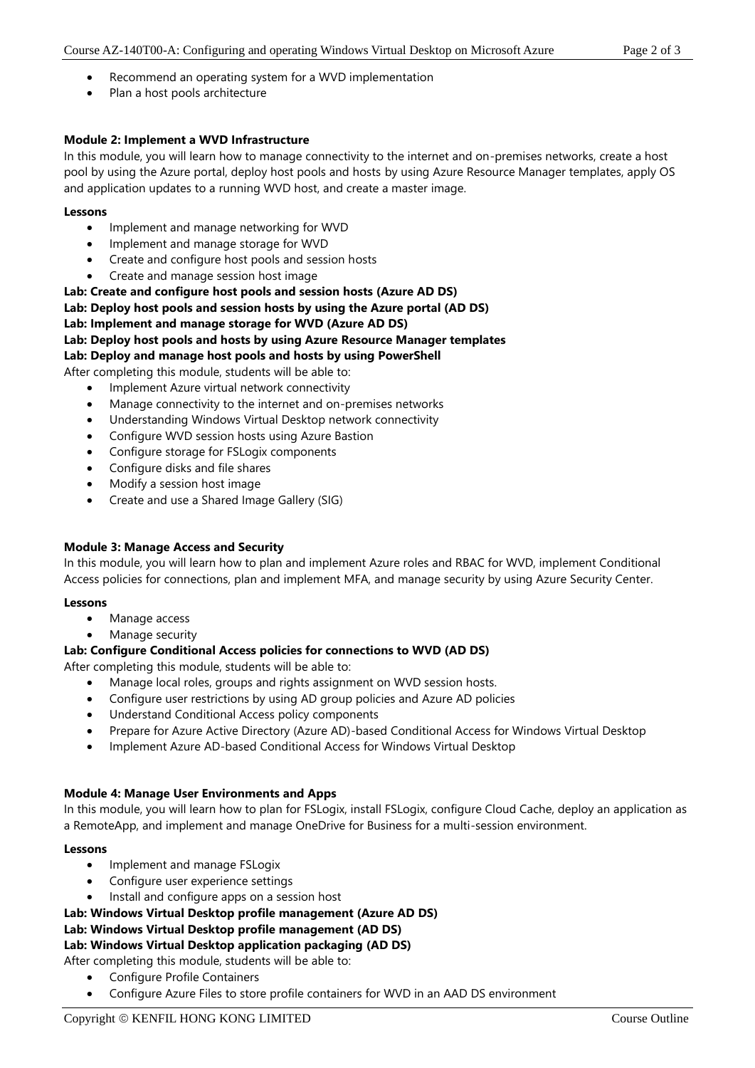- Recommend an operating system for a WVD implementation
- Plan a host pools architecture

**Module 2: Implement a WVD Infrastructure**

In this module, you will learn how to manage connectivity to the internet and on-premises networks, create a host pool by using the Azure portal, deploy host pools and hosts by using Azure Resource Manager templates, apply OS and application updates to a running WVD host, and create a master image.

**Lessons**

- Implement and manage networking for WVD
- Implement and manage storage for WVD
- Create and configure host pools and session hosts
- Create and manage session host image

**Lab: Create and configure host pools and session hosts (Azure AD DS)**
**Lab: Deploy host pools and session hosts by using the Azure portal (AD DS)**
**Lab: Implement and manage storage for WVD (Azure AD DS)**
**Lab: Deploy host pools and hosts by using Azure Resource Manager templates**
**Lab: Deploy and manage host pools and hosts by using PowerShell**

After completing this module, students will be able to:

- Implement Azure virtual network connectivity
- Manage connectivity to the internet and on-premises networks
- Understanding Windows Virtual Desktop network connectivity
- Configure WVD session hosts using Azure Bastion
- Configure storage for FSLogix components
- Configure disks and file shares
- Modify a session host image
- Create and use a Shared Image Gallery (SIG)

**Module 3: Manage Access and Security**

In this module, you will learn how to plan and implement Azure roles and RBAC for WVD, implement Conditional Access policies for connections, plan and implement MFA, and manage security by using Azure Security Center.

**Lessons**

- Manage access
- Manage security

**Lab: Configure Conditional Access policies for connections to WVD (AD DS)**

After completing this module, students will be able to:

- Manage local roles, groups and rights assignment on WVD session hosts.
- Configure user restrictions by using AD group policies and Azure AD policies
- Understand Conditional Access policy components
- Prepare for Azure Active Directory (Azure AD)-based Conditional Access for Windows Virtual Desktop
- Implement Azure AD-based Conditional Access for Windows Virtual Desktop

**Module 4: Manage User Environments and Apps**

In this module, you will learn how to plan for FSLogix, install FSLogix, configure Cloud Cache, deploy an application as a RemoteApp, and implement and manage OneDrive for Business for a multi-session environment.

**Lessons**

- Implement and manage FSLogix
- Configure user experience settings
- Install and configure apps on a session host

**Lab: Windows Virtual Desktop profile management (Azure AD DS)**
**Lab: Windows Virtual Desktop profile management (AD DS)**
**Lab: Windows Virtual Desktop application packaging (AD DS)**

After completing this module, students will be able to:

- Configure Profile Containers
- Configure Azure Files to store profile containers for WVD in an AAD DS environment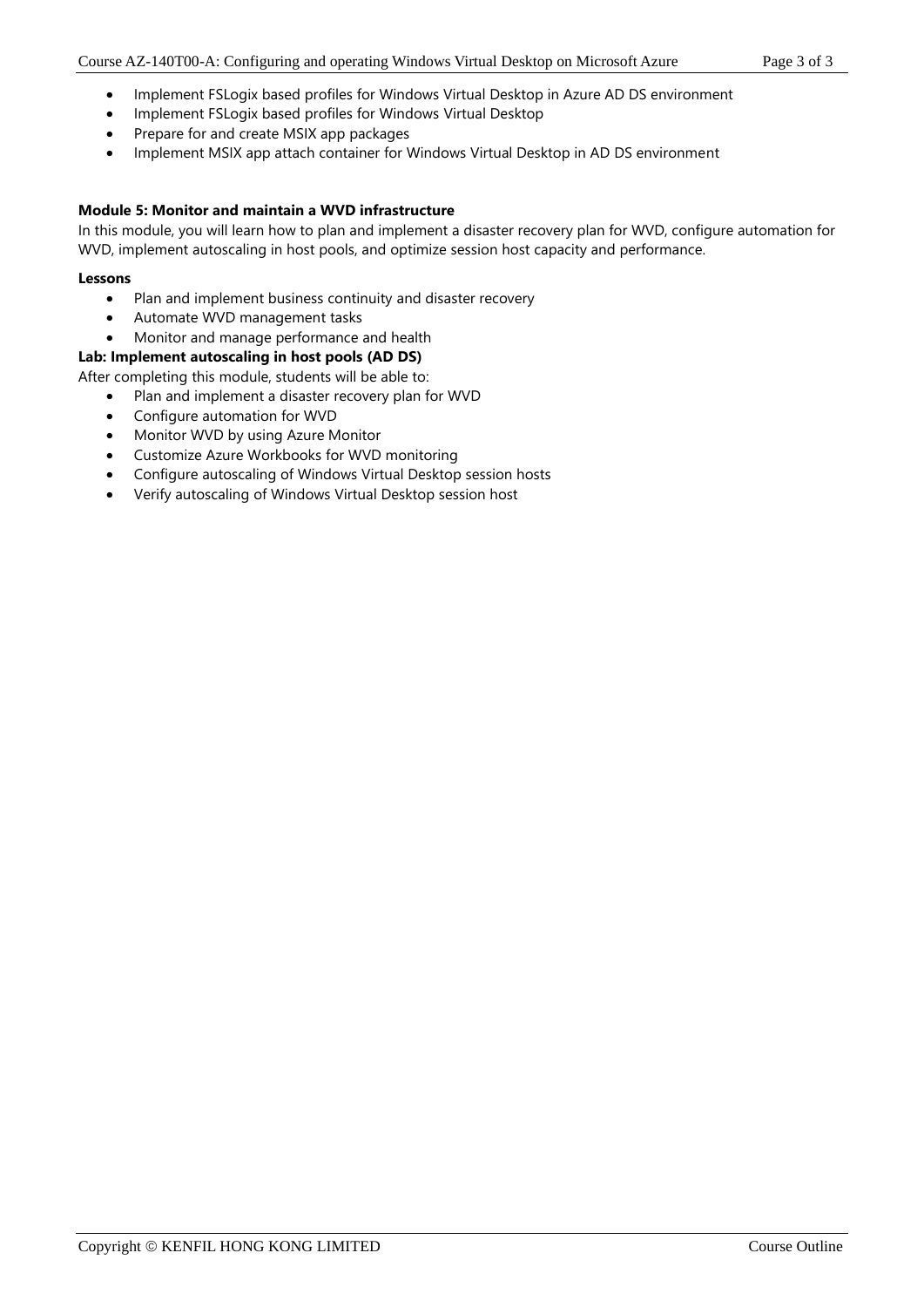- Implement FSLogix based profiles for Windows Virtual Desktop in Azure AD DS environment
- Implement FSLogix based profiles for Windows Virtual Desktop
- Prepare for and create MSIX app packages
- Implement MSIX app attach container for Windows Virtual Desktop in AD DS environment

**Module 5: Monitor and maintain a WVD infrastructure**

In this module, you will learn how to plan and implement a disaster recovery plan for WVD, configure automation for WVD, implement autoscaling in host pools, and optimize session host capacity and performance.

**Lessons**

- Plan and implement business continuity and disaster recovery
- Automate WVD management tasks
- Monitor and manage performance and health

**Lab: Implement autoscaling in host pools (AD DS)**

After completing this module, students will be able to:

- Plan and implement a disaster recovery plan for WVD
- Configure automation for WVD
- Monitor WVD by using Azure Monitor
- Customize Azure Workbooks for WVD monitoring
- Configure autoscaling of Windows Virtual Desktop session hosts
- Verify autoscaling of Windows Virtual Desktop session host